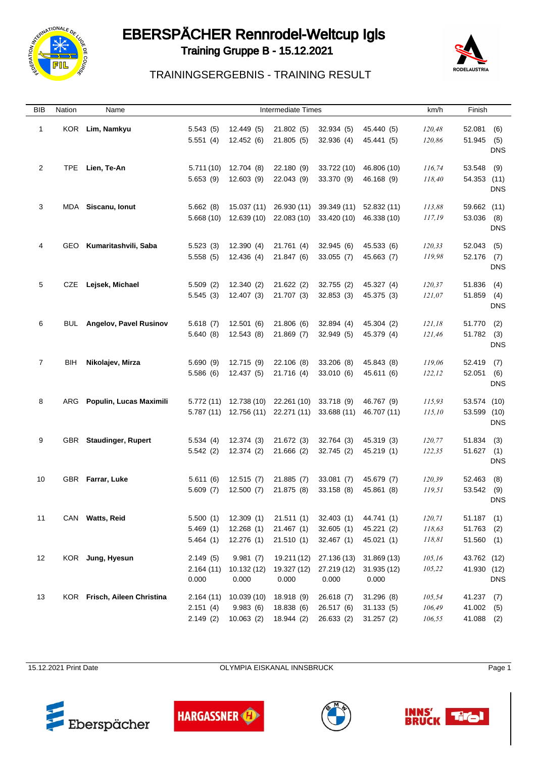# EBERSPÄCHER Rennrodel-Weltcup Igls

## Training Gruppe B - 15.12.2021

### TRAININGSERGEBNIS - TRAINING RESULT

| BIB | Nation | Name | Intermediate Times | | | | | km/h | Finish |
|---|---|---|---|---|---|---|---|---|---|
| 1 | KOR | **Lim, Namkyu** | 5.543 (5) | 12.449 (5) | 21.802 (5) | 32.934 (5) | 45.440 (5) | 120,48 | 52.081 (6) |
| | | | 5.551 (4) | 12.452 (6) | 21.805 (5) | 32.936 (4) | 45.441 (5) | 120,86 | 51.945 (5) |
| | | | | | | | | | DNS |
| 2 | TPE | **Lien, Te-An** | 5.711 (10) | 12.704 (8) | 22.180 (9) | 33.722 (10) | 46.806 (10) | 116,74 | 53.548 (9) |
| | | | 5.653 (9) | 12.603 (9) | 22.043 (9) | 33.370 (9) | 46.168 (9) | 118,40 | 54.353 (11) |
| | | | | | | | | | DNS |
| 3 | MDA | **Siscanu, Ionut** | 5.662 (8) | 15.037 (11) | 26.930 (11) | 39.349 (11) | 52.832 (11) | 113,88 | 59.662 (11) |
| | | | 5.668 (10) | 12.639 (10) | 22.083 (10) | 33.420 (10) | 46.338 (10) | 117,19 | 53.036 (8) |
| | | | | | | | | | DNS |
| 4 | GEO | **Kumaritashvili, Saba** | 5.523 (3) | 12.390 (4) | 21.761 (4) | 32.945 (6) | 45.533 (6) | 120,33 | 52.043 (5) |
| | | | 5.558 (5) | 12.436 (4) | 21.847 (6) | 33.055 (7) | 45.663 (7) | 119,98 | 52.176 (7) |
| | | | | | | | | | DNS |
| 5 | CZE | **Lejsek, Michael** | 5.509 (2) | 12.340 (2) | 21.622 (2) | 32.755 (2) | 45.327 (4) | 120,37 | 51.836 (4) |
| | | | 5.545 (3) | 12.407 (3) | 21.707 (3) | 32.853 (3) | 45.375 (3) | 121,07 | 51.859 (4) |
| | | | | | | | | | DNS |
| 6 | BUL | **Angelov, Pavel Rusinov** | 5.618 (7) | 12.501 (6) | 21.806 (6) | 32.894 (4) | 45.304 (2) | 121,18 | 51.770 (2) |
| | | | 5.640 (8) | 12.543 (8) | 21.869 (7) | 32.949 (5) | 45.379 (4) | 121,46 | 51.782 (3) |
| | | | | | | | | | DNS |
| 7 | BIH | **Nikolajev, Mirza** | 5.690 (9) | 12.715 (9) | 22.106 (8) | 33.206 (8) | 45.843 (8) | 119,06 | 52.419 (7) |
| | | | 5.586 (6) | 12.437 (5) | 21.716 (4) | 33.010 (6) | 45.611 (6) | 122,12 | 52.051 (6) |
| | | | | | | | | | DNS |
| 8 | ARG | **Populin, Lucas Maximili** | 5.772 (11) | 12.738 (10) | 22.261 (10) | 33.718 (9) | 46.767 (9) | 115,93 | 53.574 (10) |
| | | | 5.787 (11) | 12.756 (11) | 22.271 (11) | 33.688 (11) | 46.707 (11) | 115,10 | 53.599 (10) |
| | | | | | | | | | DNS |
| 9 | GBR | **Staudinger, Rupert** | 5.534 (4) | 12.374 (3) | 21.672 (3) | 32.764 (3) | 45.319 (3) | 120,77 | 51.834 (3) |
| | | | 5.542 (2) | 12.374 (2) | 21.666 (2) | 32.745 (2) | 45.219 (1) | 122,35 | 51.627 (1) |
| | | | | | | | | | DNS |
| 10 | GBR | **Farrar, Luke** | 5.611 (6) | 12.515 (7) | 21.885 (7) | 33.081 (7) | 45.679 (7) | 120,39 | 52.463 (8) |
| | | | 5.609 (7) | 12.500 (7) | 21.875 (8) | 33.158 (8) | 45.861 (8) | 119,51 | 53.542 (9) |
| | | | | | | | | | DNS |
| 11 | CAN | **Watts, Reid** | 5.500 (1) | 12.309 (1) | 21.511 (1) | 32.403 (1) | 44.741 (1) | 120,71 | 51.187 (1) |
| | | | 5.469 (1) | 12.268 (1) | 21.467 (1) | 32.605 (1) | 45.221 (2) | 118,63 | 51.763 (2) |
| | | | 5.464 (1) | 12.276 (1) | 21.510 (1) | 32.467 (1) | 45.021 (1) | 118,81 | 51.560 (1) |
| 12 | KOR | **Jung, Hyesun** | 2.149 (5) | 9.981 (7) | 19.211 (12) | 27.136 (13) | 31.869 (13) | 105,16 | 43.762 (12) |
| | | | 2.164 (11) | 10.132 (12) | 19.327 (12) | 27.219 (12) | 31.935 (12) | 105,22 | 41.930 (12) |
| | | | 0.000 | 0.000 | 0.000 | 0.000 | 0.000 | | DNS |
| 13 | KOR | **Frisch, Aileen Christina** | 2.164 (11) | 10.039 (10) | 18.918 (9) | 26.618 (7) | 31.296 (8) | 105,54 | 41.237 (7) |
| | | | 2.151 (4) | 9.983 (6) | 18.838 (6) | 26.517 (6) | 31.133 (5) | 106,49 | 41.002 (5) |
| | | | 2.149 (2) | 10.063 (2) | 18.944 (2) | 26.633 (2) | 31.257 (2) | 106,55 | 41.088 (2) |

15.12.2021 Print Date — OLYMPIA EISKANAL INNSBRUCK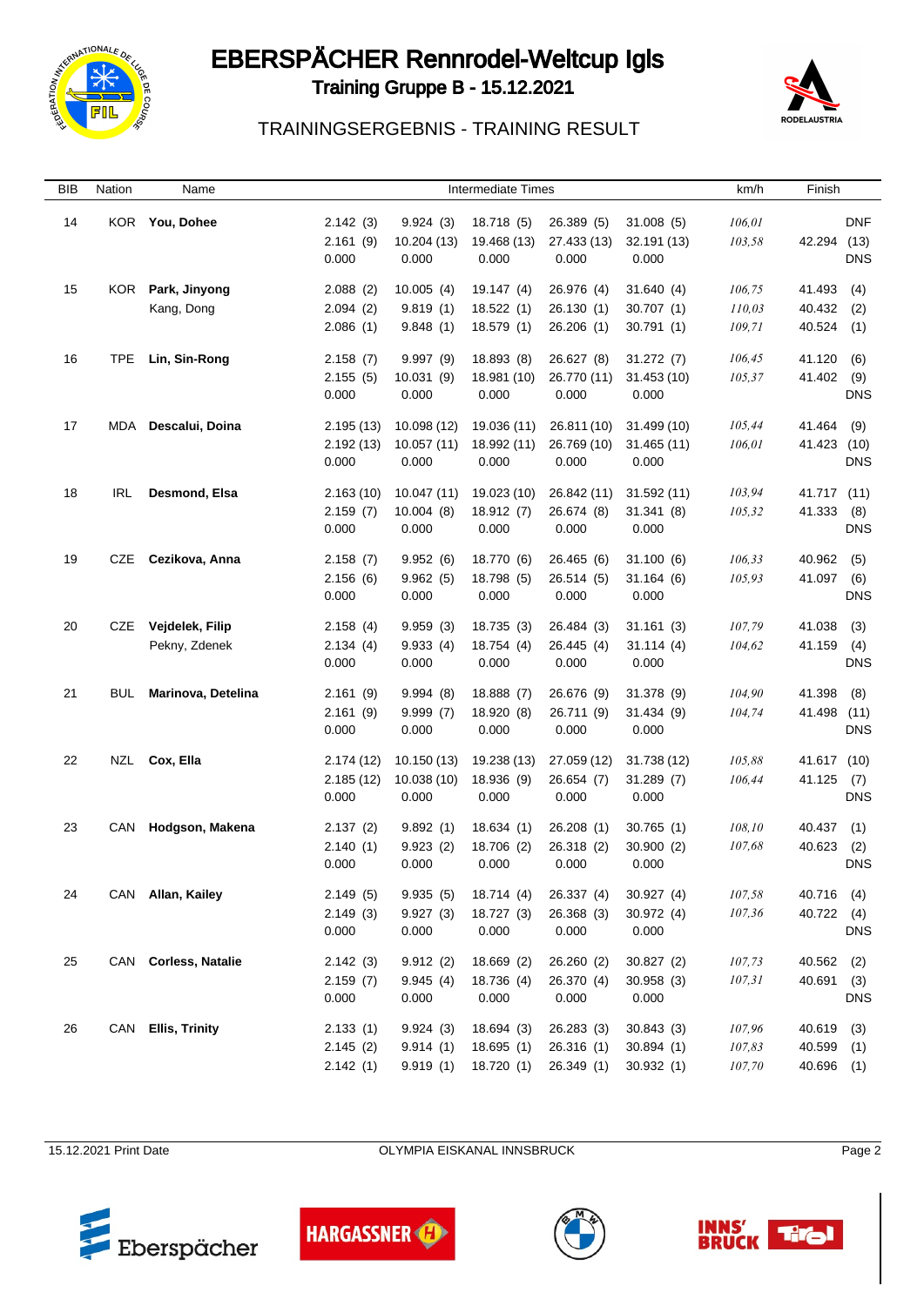# EBERSPÄCHER Rennrodel-Weltcup Igls

## Training Gruppe B - 15.12.2021

TRAININGSERGEBNIS - TRAINING RESULT

| BIB | Nation | Name | Intermediate Times | | | | | km/h | Finish |
|---|---|---|---|---|---|---|---|---|---|
| 14 | KOR | **You, Dohee** | 2.142 (3) | 9.924 (3) | 18.718 (5) | 26.389 (5) | 31.008 (5) | 106,01 | DNF |
| | | | 2.161 (9) | 10.204 (13) | 19.468 (13) | 27.433 (13) | 32.191 (13) | 103,58 | 42.294 (13) |
| | | | 0.000 | 0.000 | 0.000 | 0.000 | 0.000 | | DNS |
| 15 | KOR | **Park, Jinyong** | 2.088 (2) | 10.005 (4) | 19.147 (4) | 26.976 (4) | 31.640 (4) | 106,75 | 41.493 (4) |
| | | Kang, Dong | 2.094 (2) | 9.819 (1) | 18.522 (1) | 26.130 (1) | 30.707 (1) | 110,03 | 40.432 (2) |
| | | | 2.086 (1) | 9.848 (1) | 18.579 (1) | 26.206 (1) | 30.791 (1) | 109,71 | 40.524 (1) |
| 16 | TPE | **Lin, Sin-Rong** | 2.158 (7) | 9.997 (9) | 18.893 (8) | 26.627 (8) | 31.272 (7) | 106,45 | 41.120 (6) |
| | | | 2.155 (5) | 10.031 (9) | 18.981 (10) | 26.770 (11) | 31.453 (10) | 105,37 | 41.402 (9) |
| | | | 0.000 | 0.000 | 0.000 | 0.000 | 0.000 | | DNS |
| 17 | MDA | **Descalui, Doina** | 2.195 (13) | 10.098 (12) | 19.036 (11) | 26.811 (10) | 31.499 (10) | 105,44 | 41.464 (9) |
| | | | 2.192 (13) | 10.057 (11) | 18.992 (11) | 26.769 (10) | 31.465 (11) | 106,01 | 41.423 (10) |
| | | | 0.000 | 0.000 | 0.000 | 0.000 | 0.000 | | DNS |
| 18 | IRL | **Desmond, Elsa** | 2.163 (10) | 10.047 (11) | 19.023 (10) | 26.842 (11) | 31.592 (11) | 103,94 | 41.717 (11) |
| | | | 2.159 (7) | 10.004 (8) | 18.912 (7) | 26.674 (8) | 31.341 (8) | 105,32 | 41.333 (8) |
| | | | 0.000 | 0.000 | 0.000 | 0.000 | 0.000 | | DNS |
| 19 | CZE | **Cezikova, Anna** | 2.158 (7) | 9.952 (6) | 18.770 (6) | 26.465 (6) | 31.100 (6) | 106,33 | 40.962 (5) |
| | | | 2.156 (6) | 9.962 (5) | 18.798 (5) | 26.514 (5) | 31.164 (6) | 105,93 | 41.097 (6) |
| | | | 0.000 | 0.000 | 0.000 | 0.000 | 0.000 | | DNS |
| 20 | CZE | **Vejdelek, Filip** | 2.158 (4) | 9.959 (3) | 18.735 (3) | 26.484 (3) | 31.161 (3) | 107,79 | 41.038 (3) |
| | | Pekny, Zdenek | 2.134 (4) | 9.933 (4) | 18.754 (4) | 26.445 (4) | 31.114 (4) | 104,62 | 41.159 (4) |
| | | | 0.000 | 0.000 | 0.000 | 0.000 | 0.000 | | DNS |
| 21 | BUL | **Marinova, Detelina** | 2.161 (9) | 9.994 (8) | 18.888 (7) | 26.676 (9) | 31.378 (9) | 104,90 | 41.398 (8) |
| | | | 2.161 (9) | 9.999 (7) | 18.920 (8) | 26.711 (9) | 31.434 (9) | 104,74 | 41.498 (11) |
| | | | 0.000 | 0.000 | 0.000 | 0.000 | 0.000 | | DNS |
| 22 | NZL | **Cox, Ella** | 2.174 (12) | 10.150 (13) | 19.238 (13) | 27.059 (12) | 31.738 (12) | 105,88 | 41.617 (10) |
| | | | 2.185 (12) | 10.038 (10) | 18.936 (9) | 26.654 (7) | 31.289 (7) | 106,44 | 41.125 (7) |
| | | | 0.000 | 0.000 | 0.000 | 0.000 | 0.000 | | DNS |
| 23 | CAN | **Hodgson, Makena** | 2.137 (2) | 9.892 (1) | 18.634 (1) | 26.208 (1) | 30.765 (1) | 108,10 | 40.437 (1) |
| | | | 2.140 (1) | 9.923 (2) | 18.706 (2) | 26.318 (2) | 30.900 (2) | 107,68 | 40.623 (2) |
| | | | 0.000 | 0.000 | 0.000 | 0.000 | 0.000 | | DNS |
| 24 | CAN | **Allan, Kailey** | 2.149 (5) | 9.935 (5) | 18.714 (4) | 26.337 (4) | 30.927 (4) | 107,58 | 40.716 (4) |
| | | | 2.149 (3) | 9.927 (3) | 18.727 (3) | 26.368 (3) | 30.972 (4) | 107,36 | 40.722 (4) |
| | | | 0.000 | 0.000 | 0.000 | 0.000 | 0.000 | | DNS |
| 25 | CAN | **Corless, Natalie** | 2.142 (3) | 9.912 (2) | 18.669 (2) | 26.260 (2) | 30.827 (2) | 107,73 | 40.562 (2) |
| | | | 2.159 (7) | 9.945 (4) | 18.736 (4) | 26.370 (4) | 30.958 (3) | 107,31 | 40.691 (3) |
| | | | 0.000 | 0.000 | 0.000 | 0.000 | 0.000 | | DNS |
| 26 | CAN | **Ellis, Trinity** | 2.133 (1) | 9.924 (3) | 18.694 (3) | 26.283 (3) | 30.843 (3) | 107,96 | 40.619 (3) |
| | | | 2.145 (2) | 9.914 (1) | 18.695 (1) | 26.316 (1) | 30.894 (1) | 107,83 | 40.599 (1) |
| | | | 2.142 (1) | 9.919 (1) | 18.720 (1) | 26.349 (1) | 30.932 (1) | 107,70 | 40.696 (1) |

15.12.2021 Print Date — OLYMPIA EISKANAL INNSBRUCK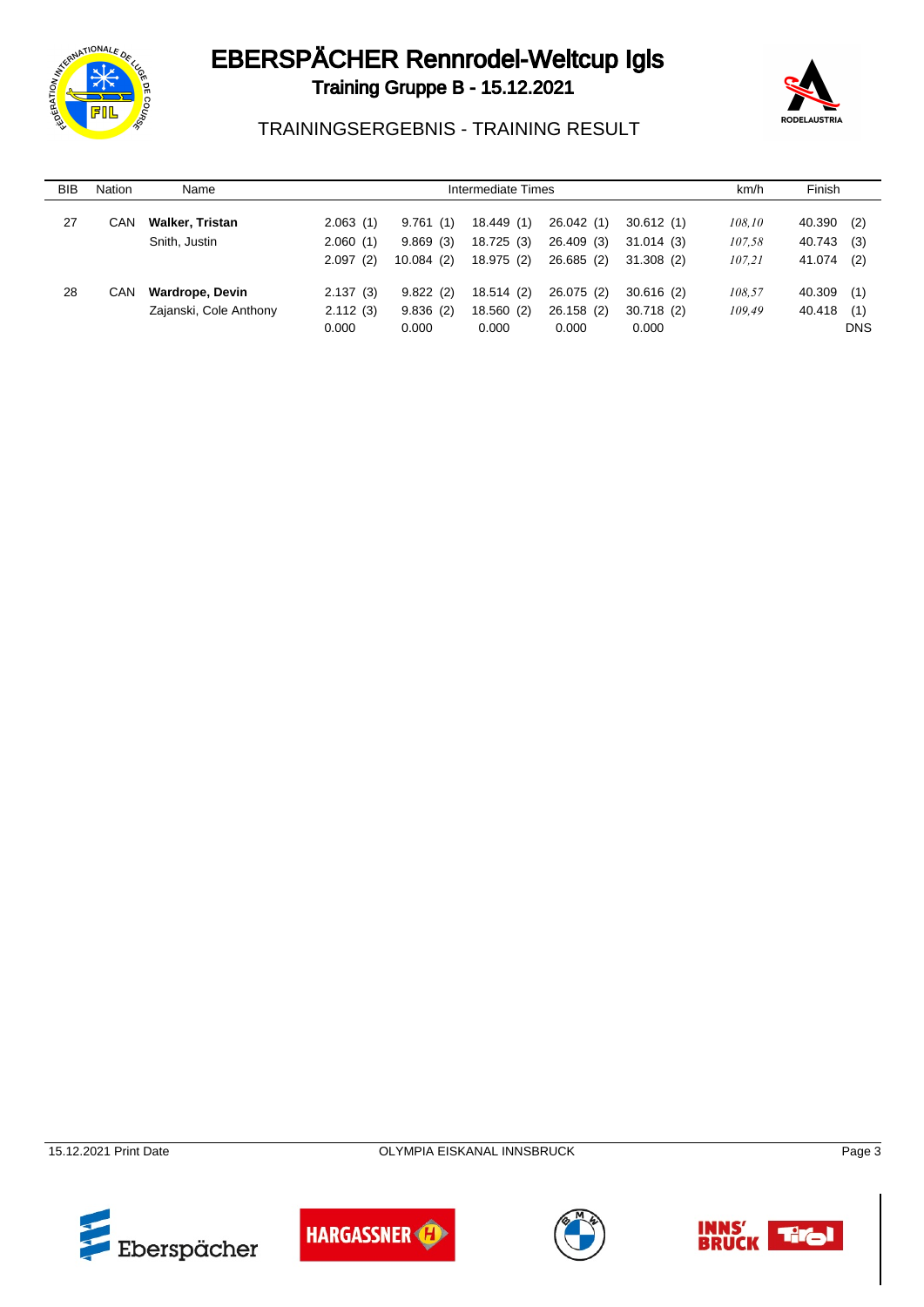# EBERSPÄCHER Rennrodel-Weltcup Igls

**Training Gruppe B - 15.12.2021**

## TRAININGSERGEBNIS - TRAINING RESULT

| BIB | Nation | Name | Intermediate Times | | | | | km/h | Finish |
|---|---|---|---|---|---|---|---|---|---|
| 27 | CAN | **Walker, Tristan** | 2.063 (1) | 9.761 (1) | 18.449 (1) | 26.042 (1) | 30.612 (1) | *108,10* | 40.390 (2) |
| | | Snith, Justin | 2.060 (1) | 9.869 (3) | 18.725 (3) | 26.409 (3) | 31.014 (3) | *107,58* | 40.743 (3) |
| | | | 2.097 (2) | 10.084 (2) | 18.975 (2) | 26.685 (2) | 31.308 (2) | *107,21* | 41.074 (2) |
| 28 | CAN | **Wardrope, Devin** | 2.137 (3) | 9.822 (2) | 18.514 (2) | 26.075 (2) | 30.616 (2) | *108,57* | 40.309 (1) |
| | | Zajanski, Cole Anthony | 2.112 (3) | 9.836 (2) | 18.560 (2) | 26.158 (2) | 30.718 (2) | *109,49* | 40.418 (1) |
| | | | 0.000 | 0.000 | 0.000 | 0.000 | 0.000 | | DNS |

15.12.2021 Print Date

OLYMPIA EISKANAL INNSBRUCK